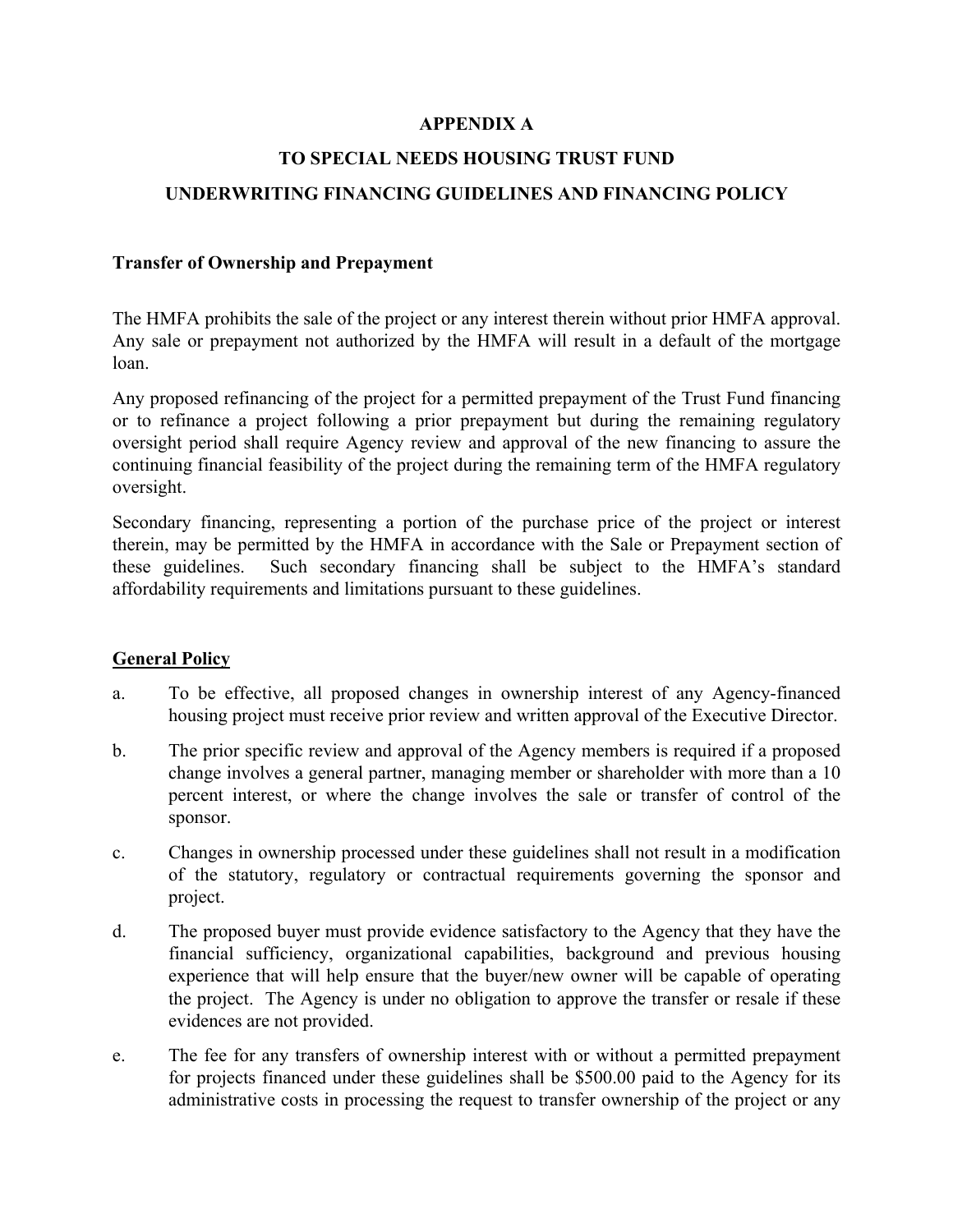# APPENDIX A

# TO SPECIAL NEEDS HOUSING TRUST FUND

# UNDERWRITING FINANCING GUIDELINES AND FINANCING POLICY

### Transfer of Ownership and Prepayment

The HMFA prohibits the sale of the project or any interest therein without prior HMFA approval. Any sale or prepayment not authorized by the HMFA will result in a default of the mortgage loan.

Any proposed refinancing of the project for a permitted prepayment of the Trust Fund financing or to refinance a project following a prior prepayment but during the remaining regulatory oversight period shall require Agency review and approval of the new financing to assure the continuing financial feasibility of the project during the remaining term of the HMFA regulatory oversight.

Secondary financing, representing a portion of the purchase price of the project or interest therein, may be permitted by the HMFA in accordance with the Sale or Prepayment section of these guidelines. Such secondary financing shall be subject to the HMFA's standard affordability requirements and limitations pursuant to these guidelines.

### General Policy

a. To be effective, all proposed changes in ownership interest of any Agency-financed housing project must receive prior review and written approval of the Executive Director.

b. The prior specific review and approval of the Agency members is required if a proposed change involves a general partner, managing member or shareholder with more than a 10 percent interest, or where the change involves the sale or transfer of control of the sponsor.

c. Changes in ownership processed under these guidelines shall not result in a modification of the statutory, regulatory or contractual requirements governing the sponsor and project.

d. The proposed buyer must provide evidence satisfactory to the Agency that they have the financial sufficiency, organizational capabilities, background and previous housing experience that will help ensure that the buyer/new owner will be capable of operating the project. The Agency is under no obligation to approve the transfer or resale if these evidences are not provided.

e. The fee for any transfers of ownership interest with or without a permitted prepayment for projects financed under these guidelines shall be $500.00 paid to the Agency for its administrative costs in processing the request to transfer ownership of the project or any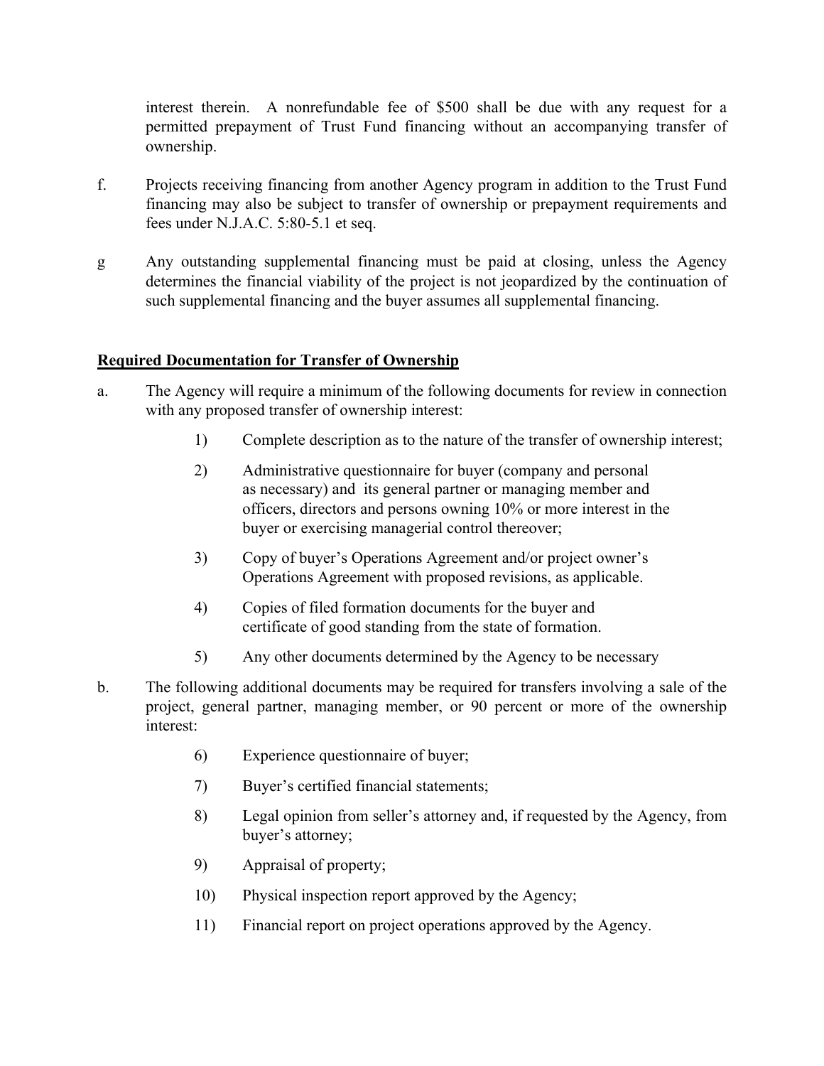interest therein. A nonrefundable fee of $500 shall be due with any request for a permitted prepayment of Trust Fund financing without an accompanying transfer of ownership.

f. Projects receiving financing from another Agency program in addition to the Trust Fund financing may also be subject to transfer of ownership or prepayment requirements and fees under N.J.A.C. 5:80-5.1 et seq.

g Any outstanding supplemental financing must be paid at closing, unless the Agency determines the financial viability of the project is not jeopardized by the continuation of such supplemental financing and the buyer assumes all supplemental financing.

**<u>Required Documentation for Transfer of Ownership</u>**

a. The Agency will require a minimum of the following documents for review in connection with any proposed transfer of ownership interest:

   1) Complete description as to the nature of the transfer of ownership interest;

   2) Administrative questionnaire for buyer (company and personal as necessary) and its general partner or managing member and officers, directors and persons owning 10% or more interest in the buyer or exercising managerial control thereover;

   3) Copy of buyer's Operations Agreement and/or project owner's Operations Agreement with proposed revisions, as applicable.

   4) Copies of filed formation documents for the buyer and certificate of good standing from the state of formation.

   5) Any other documents determined by the Agency to be necessary

b. The following additional documents may be required for transfers involving a sale of the project, general partner, managing member, or 90 percent or more of the ownership interest:

   6) Experience questionnaire of buyer;

   7) Buyer's certified financial statements;

   8) Legal opinion from seller's attorney and, if requested by the Agency, from buyer's attorney;

   9) Appraisal of property;

   10) Physical inspection report approved by the Agency;

   11) Financial report on project operations approved by the Agency.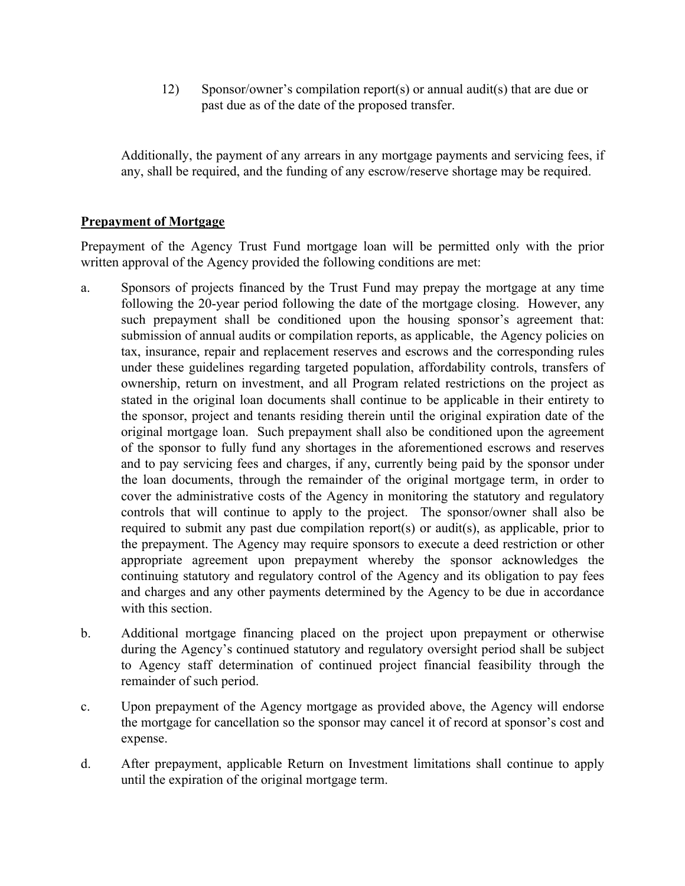12) Sponsor/owner's compilation report(s) or annual audit(s) that are due or past due as of the date of the proposed transfer.

Additionally, the payment of any arrears in any mortgage payments and servicing fees, if any, shall be required, and the funding of any escrow/reserve shortage may be required.

**Prepayment of Mortgage**

Prepayment of the Agency Trust Fund mortgage loan will be permitted only with the prior written approval of the Agency provided the following conditions are met:

a. Sponsors of projects financed by the Trust Fund may prepay the mortgage at any time following the 20-year period following the date of the mortgage closing. However, any such prepayment shall be conditioned upon the housing sponsor's agreement that: submission of annual audits or compilation reports, as applicable, the Agency policies on tax, insurance, repair and replacement reserves and escrows and the corresponding rules under these guidelines regarding targeted population, affordability controls, transfers of ownership, return on investment, and all Program related restrictions on the project as stated in the original loan documents shall continue to be applicable in their entirety to the sponsor, project and tenants residing therein until the original expiration date of the original mortgage loan. Such prepayment shall also be conditioned upon the agreement of the sponsor to fully fund any shortages in the aforementioned escrows and reserves and to pay servicing fees and charges, if any, currently being paid by the sponsor under the loan documents, through the remainder of the original mortgage term, in order to cover the administrative costs of the Agency in monitoring the statutory and regulatory controls that will continue to apply to the project. The sponsor/owner shall also be required to submit any past due compilation report(s) or audit(s), as applicable, prior to the prepayment. The Agency may require sponsors to execute a deed restriction or other appropriate agreement upon prepayment whereby the sponsor acknowledges the continuing statutory and regulatory control of the Agency and its obligation to pay fees and charges and any other payments determined by the Agency to be due in accordance with this section.

b. Additional mortgage financing placed on the project upon prepayment or otherwise during the Agency's continued statutory and regulatory oversight period shall be subject to Agency staff determination of continued project financial feasibility through the remainder of such period.

c. Upon prepayment of the Agency mortgage as provided above, the Agency will endorse the mortgage for cancellation so the sponsor may cancel it of record at sponsor's cost and expense.

d. After prepayment, applicable Return on Investment limitations shall continue to apply until the expiration of the original mortgage term.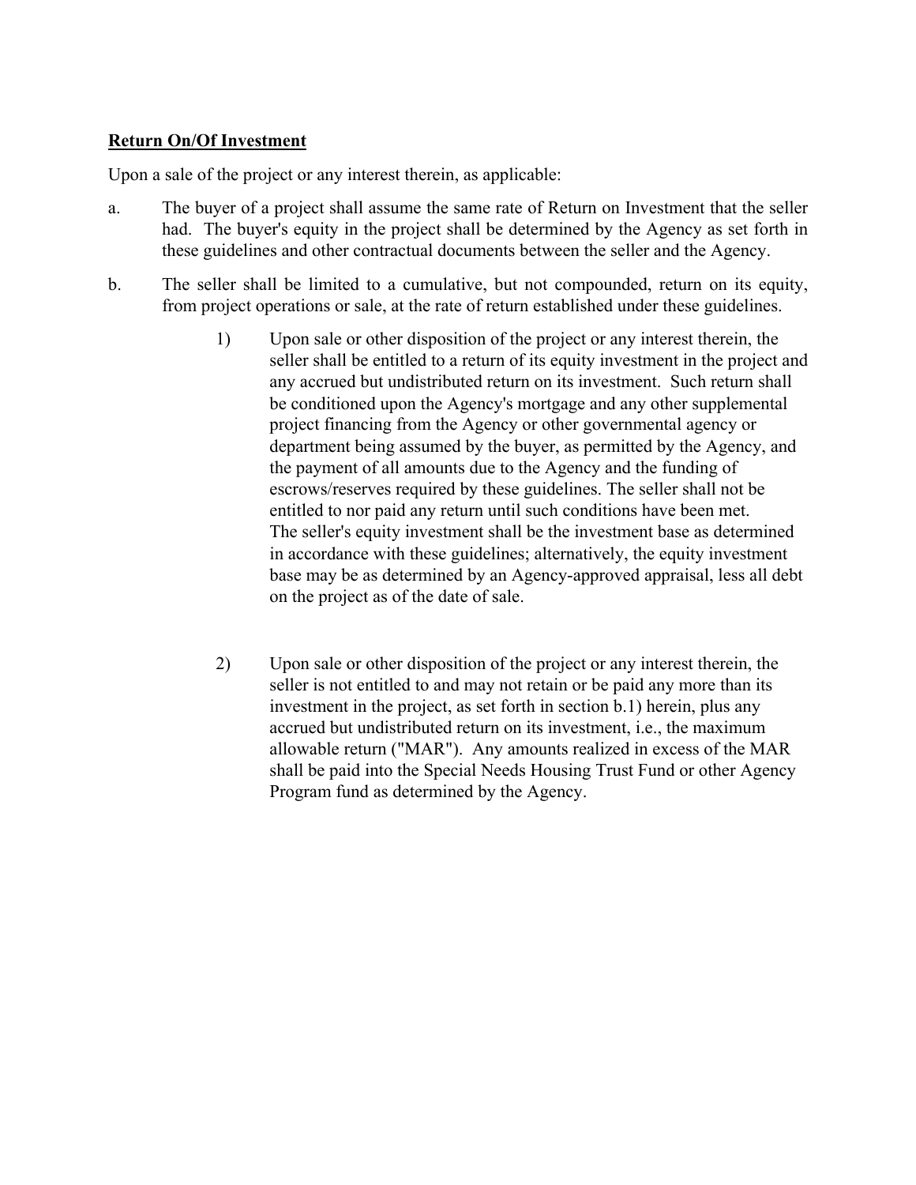**Return On/Of Investment**

Upon a sale of the project or any interest therein, as applicable:

a. The buyer of a project shall assume the same rate of Return on Investment that the seller had. The buyer's equity in the project shall be determined by the Agency as set forth in these guidelines and other contractual documents between the seller and the Agency.

b. The seller shall be limited to a cumulative, but not compounded, return on its equity, from project operations or sale, at the rate of return established under these guidelines.

   1) Upon sale or other disposition of the project or any interest therein, the seller shall be entitled to a return of its equity investment in the project and any accrued but undistributed return on its investment. Such return shall be conditioned upon the Agency's mortgage and any other supplemental project financing from the Agency or other governmental agency or department being assumed by the buyer, as permitted by the Agency, and the payment of all amounts due to the Agency and the funding of escrows/reserves required by these guidelines. The seller shall not be entitled to nor paid any return until such conditions have been met. The seller's equity investment shall be the investment base as determined in accordance with these guidelines; alternatively, the equity investment base may be as determined by an Agency-approved appraisal, less all debt on the project as of the date of sale.

   2) Upon sale or other disposition of the project or any interest therein, the seller is not entitled to and may not retain or be paid any more than its investment in the project, as set forth in section b.1) herein, plus any accrued but undistributed return on its investment, i.e., the maximum allowable return ("MAR"). Any amounts realized in excess of the MAR shall be paid into the Special Needs Housing Trust Fund or other Agency Program fund as determined by the Agency.